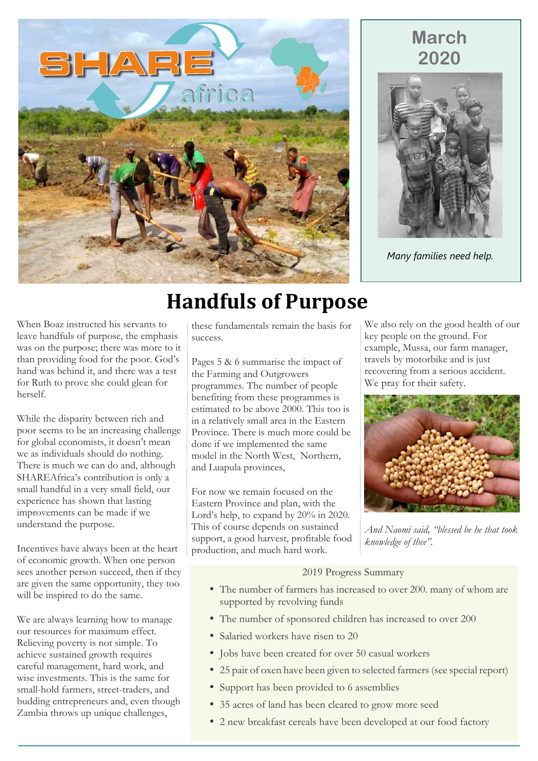March 2020

*Many families need help.*

# Handfuls of Purpose

When Boaz instructed his servants to leave handfuls of purpose, the emphasis was on the purpose; there was more to it than providing food for the poor. God's hand was behind it, and there was a test for Ruth to prove she could glean for herself.

While the disparity between rich and poor seems to be an increasing challenge for global economists, it doesn't mean we as individuals should do nothing. There is much we can do and, although SHAREAfrica's contribution is only a small handful in a very small field, our experience has shown that lasting improvements can be made if we understand the purpose.

Incentives have always been at the heart of economic growth. When one person sees another person succeed, then if they are given the same opportunity, they too will be inspired to do the same.

We are always learning how to manage our resources for maximum effect. Relieving poverty is not simple. To achieve sustained growth requires careful management, hard work, and wise investments. This is the same for small-hold farmers, street-traders, and budding entrepreneurs and, even though Zambia throws up unique challenges, these fundamentals remain the basis for success.

Pages 5 & 6 summarise the impact of the Farming and Outgrowers programmes. The number of people benefiting from these programmes is estimated to be above 2000. This too is in a relatively small area in the Eastern Province. There is much more could be done if we implemented the same model in the North West, Northern, and Luapula provinces,

For now we remain focused on the Eastern Province and plan, with the Lord's help, to expand by 20% in 2020. This of course depends on sustained support, a good harvest, profitable food production, and much hard work.

We also rely on the good health of our key people on the ground. For example, Mussa, our farm manager, travels by motorbike and is just recovering from a serious accident. We pray for their safety.

*And Naomi said, "blessed be he that took knowledge of thee".*

2019 Progress Summary

- The number of farmers has increased to over 200. many of whom are supported by revolving funds
- The number of sponsored children has increased to over 200
- Salaried workers have risen to 20
- Jobs have been created for over 50 casual workers
- 25 pair of oxen have been given to selected farmers (see special report)
- Support has been provided to 6 assemblies
- 35 acres of land has been cleared to grow more seed
- 2 new breakfast cereals have been developed at our food factory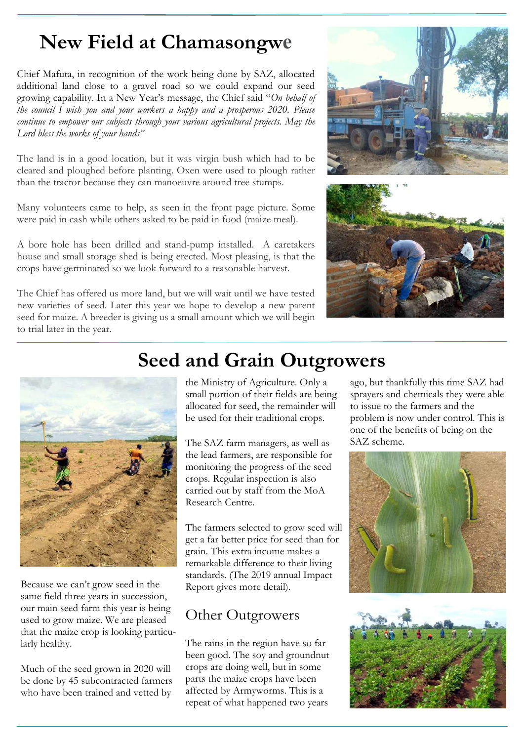# New Field at Chamasongwe

Chief Mafuta, in recognition of the work being done by SAZ, allocated additional land close to a gravel road so we could expand our seed growing capability. In a New Year's message, the Chief said "*On behalf of the council I wish you and your workers a happy and a prosperous 2020. Please continue to empower our subjects through your various agricultural projects. May the Lord bless the works of your hands*"

The land is in a good location, but it was virgin bush which had to be cleared and ploughed before planting. Oxen were used to plough rather than the tractor because they can manoeuvre around tree stumps.

Many volunteers came to help, as seen in the front page picture. Some were paid in cash while others asked to be paid in food (maize meal).

A bore hole has been drilled and stand-pump installed. A caretakers house and small storage shed is being erected. Most pleasing, is that the crops have germinated so we look forward to a reasonable harvest.

The Chief has offered us more land, but we will wait until we have tested new varieties of seed. Later this year we hope to develop a new parent seed for maize. A breeder is giving us a small amount which we will begin to trial later in the year.

# Seed and Grain Outgrowers

Because we can't grow seed in the same field three years in succession, our main seed farm this year is being used to grow maize. We are pleased that the maize crop is looking particularly healthy.

Much of the seed grown in 2020 will be done by 45 subcontracted farmers who have been trained and vetted by the Ministry of Agriculture. Only a small portion of their fields are being allocated for seed, the remainder will be used for their traditional crops.

The SAZ farm managers, as well as the lead farmers, are responsible for monitoring the progress of the seed crops. Regular inspection is also carried out by staff from the MoA Research Centre.

The farmers selected to grow seed will get a far better price for seed than for grain. This extra income makes a remarkable difference to their living standards. (The 2019 annual Impact Report gives more detail).

## Other Outgrowers

The rains in the region have so far been good. The soy and groundnut crops are doing well, but in some parts the maize crops have been affected by Armyworms. This is a repeat of what happened two years ago, but thankfully this time SAZ had sprayers and chemicals they were able to issue to the farmers and the problem is now under control. This is one of the benefits of being on the SAZ scheme.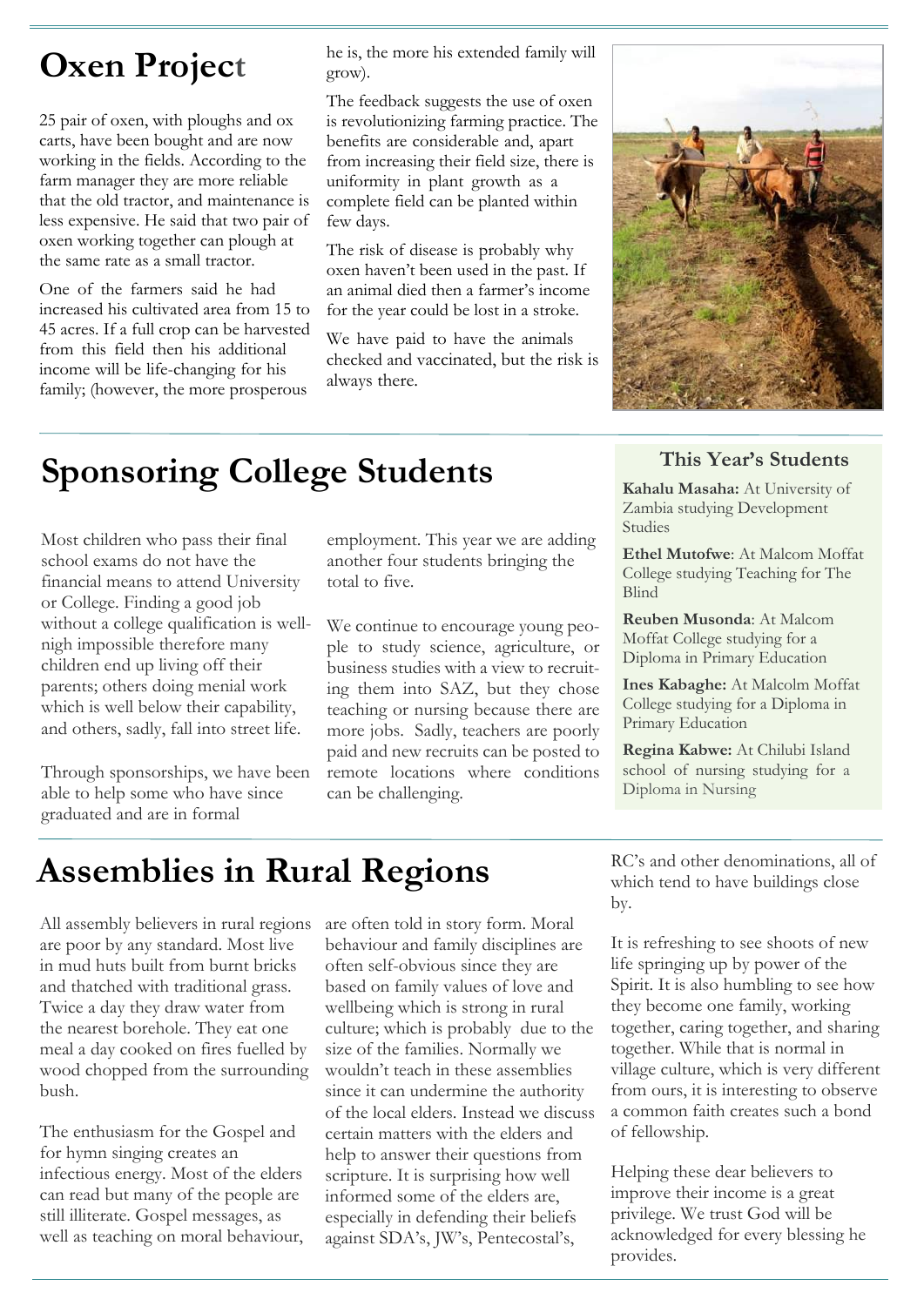# Oxen Project

25 pair of oxen, with ploughs and ox carts, have been bought and are now working in the fields. According to the farm manager they are more reliable that the old tractor, and maintenance is less expensive. He said that two pair of oxen working together can plough at the same rate as a small tractor.

One of the farmers said he had increased his cultivated area from 15 to 45 acres. If a full crop can be harvested from this field then his additional income will be life-changing for his family; (however, the more prosperous he is, the more his extended family will grow).

The feedback suggests the use of oxen is revolutionizing farming practice. The benefits are considerable and, apart from increasing their field size, there is uniformity in plant growth as a complete field can be planted within few days.

The risk of disease is probably why oxen haven't been used in the past. If an animal died then a farmer's income for the year could be lost in a stroke.

We have paid to have the animals checked and vaccinated, but the risk is always there.

# Sponsoring College Students

Most children who pass their final school exams do not have the financial means to attend University or College. Finding a good job without a college qualification is well-nigh impossible therefore many children end up living off their parents; others doing menial work which is well below their capability, and others, sadly, fall into street life.

Through sponsorships, we have been able to help some who have since graduated and are in formal employment. This year we are adding another four students bringing the total to five.

We continue to encourage young people to study science, agriculture, or business studies with a view to recruiting them into SAZ, but they chose teaching or nursing because there are more jobs. Sadly, teachers are poorly paid and new recruits can be posted to remote locations where conditions can be challenging.

### This Year's Students

**Kahalu Masaha:** At University of Zambia studying Development Studies

**Ethel Mutofwe**: At Malcom Moffat College studying Teaching for The Blind

**Reuben Musonda**: At Malcom Moffat College studying for a Diploma in Primary Education

**Ines Kabaghe:** At Malcolm Moffat College studying for a Diploma in Primary Education

**Regina Kabwe:** At Chilubi Island school of nursing studying for a Diploma in Nursing

# Assemblies in Rural Regions

All assembly believers in rural regions are poor by any standard. Most live in mud huts built from burnt bricks and thatched with traditional grass. Twice a day they draw water from the nearest borehole. They eat one meal a day cooked on fires fuelled by wood chopped from the surrounding bush.

The enthusiasm for the Gospel and for hymn singing creates an infectious energy. Most of the elders can read but many of the people are still illiterate. Gospel messages, as well as teaching on moral behaviour, are often told in story form. Moral behaviour and family disciplines are often self-obvious since they are based on family values of love and wellbeing which is strong in rural culture; which is probably due to the size of the families. Normally we wouldn't teach in these assemblies since it can undermine the authority of the local elders. Instead we discuss certain matters with the elders and help to answer their questions from scripture. It is surprising how well informed some of the elders are, especially in defending their beliefs against SDA's, JW's, Pentecostal's, RC's and other denominations, all of which tend to have buildings close by.

It is refreshing to see shoots of new life springing up by power of the Spirit. It is also humbling to see how they become one family, working together, caring together, and sharing together. While that is normal in village culture, which is very different from ours, it is interesting to observe a common faith creates such a bond of fellowship.

Helping these dear believers to improve their income is a great privilege. We trust God will be acknowledged for every blessing he provides.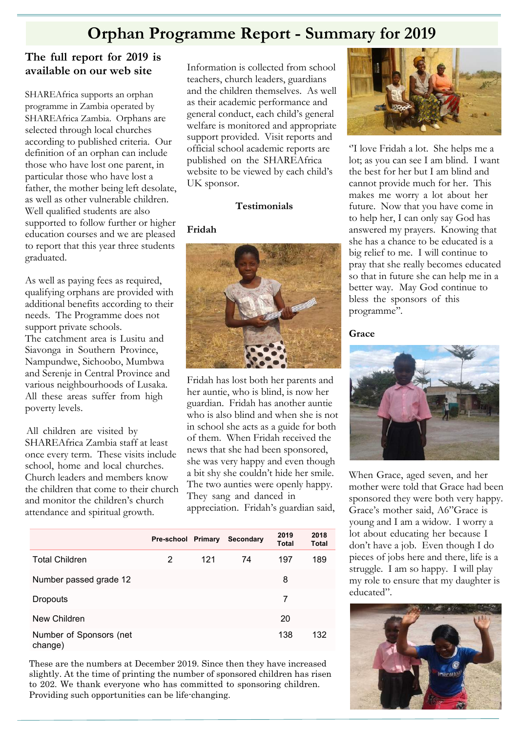# Orphan Programme Report - Summary for 2019

## The full report for 2019 is available on our web site

SHAREAfrica supports an orphan programme in Zambia operated by SHAREAfrica Zambia. Orphans are selected through local churches according to published criteria. Our definition of an orphan can include those who have lost one parent, in particular those who have lost a father, the mother being left desolate, as well as other vulnerable children. Well qualified students are also supported to follow further or higher education courses and we are pleased to report that this year three students graduated.

As well as paying fees as required, qualifying orphans are provided with additional benefits according to their needs. The Programme does not support private schools.
The catchment area is Lusitu and Siavonga in Southern Province, Nampundwe, Sichoobo, Mumbwa and Serenje in Central Province and various neighbourhoods of Lusaka. All these areas suffer from high poverty levels.

All children are visited by SHAREAfrica Zambia staff at least once every term. These visits include school, home and local churches. Church leaders and members know the children that come to their church and monitor the children's church attendance and spiritual growth.

Information is collected from school teachers, church leaders, guardians and the children themselves. As well as their academic performance and general conduct, each child's general welfare is monitored and appropriate support provided. Visit reports and official school academic reports are published on the SHAREAfrica website to be viewed by each child's UK sponsor.

**Testimonials**

**Fridah**

Fridah has lost both her parents and her auntie, who is blind, is now her guardian. Fridah has another auntie who is also blind and when she is not in school she acts as a guide for both of them. When Fridah received the news that she had been sponsored, she was very happy and even though a bit shy she couldn't hide her smile. The two aunties were openly happy. They sang and danced in appreciation. Fridah's guardian said, "I love Fridah a lot. She helps me a lot; as you can see I am blind. I want the best for her but I am blind and cannot provide much for her. This makes me worry a lot about her future. Now that you have come in to help her, I can only say God has answered my prayers. Knowing that she has a chance to be educated is a big relief to me. I will continue to pray that she really becomes educated so that in future she can help me in a better way. May God continue to bless the sponsors of this programme".

**Grace**

When Grace, aged seven, and her mother were told that Grace had been sponsored they were both very happy. Grace's mother said, A6"Grace is young and I am a widow. I worry a lot about educating her because I don't have a job. Even though I do pieces of jobs here and there, life is a struggle. I am so happy. I will play my role to ensure that my daughter is educated".

| | Pre-school | Primary | Secondary | 2019 Total | 2018 Total |
|---|---|---|---|---|---|
| Total Children | 2 | 121 | 74 | 197 | 189 |
| Number passed grade 12 | | | | 8 | |
| Dropouts | | | | 7 | |
| New Children | | | | 20 | |
| Number of Sponsors (net change) | | | | 138 | 132 |

These are the numbers at December 2019. Since then they have increased slightly. At the time of printing the number of sponsored children has risen to 202. We thank everyone who has committed to sponsoring children. Providing such opportunities can be life-changing.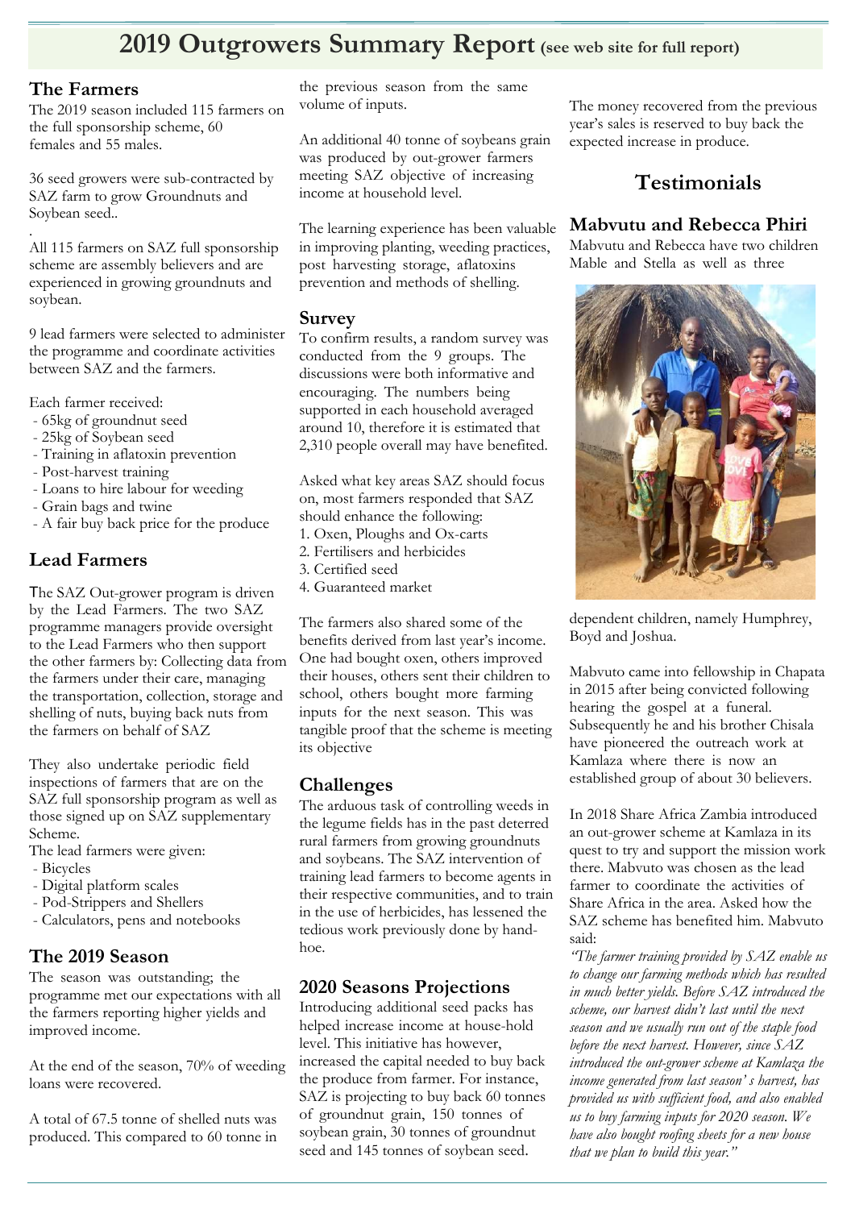# 2019 Outgrowers Summary Report (see web site for full report)

## The Farmers

The 2019 season included 115 farmers on the full sponsorship scheme, 60 females and 55 males.

36 seed growers were sub-contracted by SAZ farm to grow Groundnuts and Soybean seed..

All 115 farmers on SAZ full sponsorship scheme are assembly believers and are experienced in growing groundnuts and soybean.

9 lead farmers were selected to administer the programme and coordinate activities between SAZ and the farmers.

Each farmer received:

- 65kg of groundnut seed
- 25kg of Soybean seed
- Training in aflatoxin prevention
- Post-harvest training
- Loans to hire labour for weeding
- Grain bags and twine
- A fair buy back price for the produce

## Lead Farmers

The SAZ Out-grower program is driven by the Lead Farmers. The two SAZ programme managers provide oversight to the Lead Farmers who then support the other farmers by: Collecting data from the farmers under their care, managing the transportation, collection, storage and shelling of nuts, buying back nuts from the farmers on behalf of SAZ

They also undertake periodic field inspections of farmers that are on the SAZ full sponsorship program as well as those signed up on SAZ supplementary Scheme.

The lead farmers were given:

- Bicycles
- Digital platform scales
- Pod-Strippers and Shellers
- Calculators, pens and notebooks

## The 2019 Season

The season was outstanding; the programme met our expectations with all the farmers reporting higher yields and improved income.

At the end of the season, 70% of weeding loans were recovered.

A total of 67.5 tonne of shelled nuts was produced. This compared to 60 tonne in the previous season from the same volume of inputs.

An additional 40 tonne of soybeans grain was produced by out-grower farmers meeting SAZ objective of increasing income at household level.

The learning experience has been valuable in improving planting, weeding practices, post harvesting storage, aflatoxins prevention and methods of shelling.

## Survey

To confirm results, a random survey was conducted from the 9 groups. The discussions were both informative and encouraging. The numbers being supported in each household averaged around 10, therefore it is estimated that 2,310 people overall may have benefited.

Asked what key areas SAZ should focus on, most farmers responded that SAZ should enhance the following:

1. Oxen, Ploughs and Ox-carts
2. Fertilisers and herbicides
3. Certified seed
4. Guaranteed market

The farmers also shared some of the benefits derived from last year's income. One had bought oxen, others improved their houses, others sent their children to school, others bought more farming inputs for the next season. This was tangible proof that the scheme is meeting its objective

## Challenges

The arduous task of controlling weeds in the legume fields has in the past deterred rural farmers from growing groundnuts and soybeans. The SAZ intervention of training lead farmers to become agents in their respective communities, and to train in the use of herbicides, has lessened the tedious work previously done by hand-hoe.

## 2020 Seasons Projections

Introducing additional seed packs has helped increase income at house-hold level. This initiative has however, increased the capital needed to buy back the produce from farmer. For instance, SAZ is projecting to buy back 60 tonnes of groundnut grain, 150 tonnes of soybean grain, 30 tonnes of groundnut seed and 145 tonnes of soybean seed.

The money recovered from the previous year's sales is reserved to buy back the expected increase in produce.

# Testimonials

## Mabvutu and Rebecca Phiri

Mabvutu and Rebecca have two children Mable and Stella as well as three dependent children, namely Humphrey, Boyd and Joshua.

Mabvuto came into fellowship in Chapata in 2015 after being convicted following hearing the gospel at a funeral. Subsequently he and his brother Chisala have pioneered the outreach work at Kamlaza where there is now an established group of about 30 believers.

In 2018 Share Africa Zambia introduced an out-grower scheme at Kamlaza in its quest to try and support the mission work there. Mabvuto was chosen as the lead farmer to coordinate the activities of Share Africa in the area. Asked how the SAZ scheme has benefited him. Mabvuto said:

*"The farmer training provided by SAZ enable us to change our farming methods which has resulted in much better yields. Before SAZ introduced the scheme, our harvest didn't last until the next season and we usually run out of the staple food before the next harvest. However, since SAZ introduced the out-grower scheme at Kamlaza the income generated from last season's harvest, has provided us with sufficient food, and also enabled us to buy farming inputs for 2020 season. We have also bought roofing sheets for a new house that we plan to build this year."*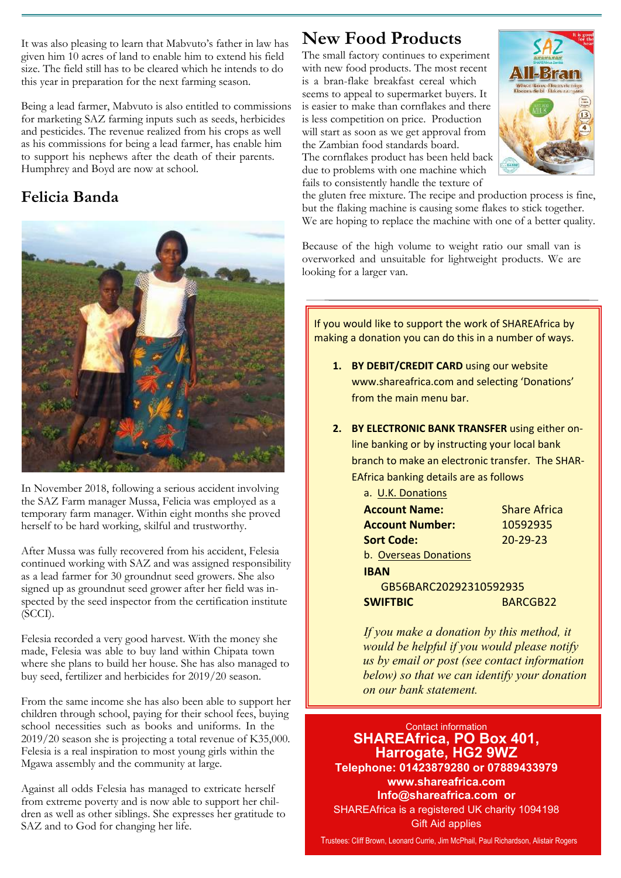It was also pleasing to learn that Mabvuto's father in law has given him 10 acres of land to enable him to extend his field size. The field still has to be cleared which he intends to do this year in preparation for the next farming season.

Being a lead farmer, Mabvuto is also entitled to commissions for marketing SAZ farming inputs such as seeds, herbicides and pesticides. The revenue realized from his crops as well as his commissions for being a lead farmer, has enable him to support his nephews after the death of their parents. Humphrey and Boyd are now at school.

## Felicia Banda

In November 2018, following a serious accident involving the SAZ Farm manager Mussa, Felicia was employed as a temporary farm manager. Within eight months she proved herself to be hard working, skilful and trustworthy.

After Mussa was fully recovered from his accident, Felesia continued working with SAZ and was assigned responsibility as a lead farmer for 30 groundnut seed growers. She also signed up as groundnut seed grower after her field was inspected by the seed inspector from the certification institute (SCCI).

Felesia recorded a very good harvest. With the money she made, Felesia was able to buy land within Chipata town where she plans to build her house. She has also managed to buy seed, fertilizer and herbicides for 2019/20 season.

From the same income she has also been able to support her children through school, paying for their school fees, buying school necessities such as books and uniforms. In the 2019/20 season she is projecting a total revenue of K35,000. Felesia is a real inspiration to most young girls within the Mgawa assembly and the community at large.

Against all odds Felesia has managed to extricate herself from extreme poverty and is now able to support her children as well as other siblings. She expresses her gratitude to SAZ and to God for changing her life.

## New Food Products

The small factory continues to experiment with new food products. The most recent is a bran-flake breakfast cereal which seems to appeal to supermarket buyers. It is easier to make than cornflakes and there is less competition on price. Production will start as soon as we get approval from the Zambian food standards board.

The cornflakes product has been held back due to problems with one machine which fails to consistently handle the texture of the gluten free mixture. The recipe and production process is fine, but the flaking machine is causing some flakes to stick together. We are hoping to replace the machine with one of a better quality.

Because of the high volume to weight ratio our small van is overworked and unsuitable for lightweight products. We are looking for a larger van.

If you would like to support the work of SHAREAfrica by making a donation you can do this in a number of ways.

1. **BY DEBIT/CREDIT CARD** using our website www.shareafrica.com and selecting 'Donations' from the main menu bar.

2. **BY ELECTRONIC BANK TRANSFER** using either on-line banking or by instructing your local bank branch to make an electronic transfer. The SHAREAfrica banking details are as follows

   a. U.K. Donations

   **Account Name:** Share Africa
   **Account Number:** 10592935
   **Sort Code:** 20-29-23

   b. Overseas Donations

   **IBAN** GB56BARC20292310592935
   **SWIFTBIC** BARCGB22

*If you make a donation by this method, it would be helpful if you would please notify us by email or post (see contact information below) so that we can identify your donation on our bank statement.*

Contact information
**SHAREAfrica, PO Box 401, Harrogate, HG2 9WZ**
**Telephone: 01423879280 or 07889433979**
**www.shareafrica.com**
**Info@shareafrica.com or**
SHAREAfrica is a registered UK charity 1094198
Gift Aid applies

Trustees: Cliff Brown, Leonard Currie, Jim McPhail, Paul Richardson, Alistair Rogers